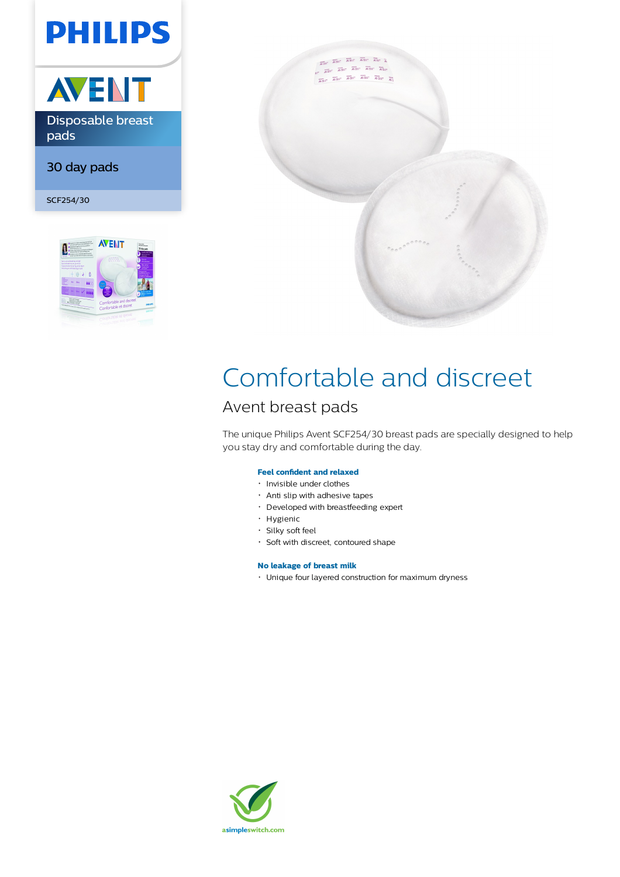PHILIPS

AVENT

Disposable breast pads

30 day pads

SCF254/30

# Comfortable and discreet

## Avent breast pads

The unique Philips Avent SCF254/30 breast pads are specially designed to help you stay dry and comfortable during the day.

**Feel confident and relaxed**

- Invisible under clothes
- Anti slip with adhesive tapes
- Developed with breastfeeding expert
- Hygienic
- Silky soft feel
- Soft with discreet, contoured shape

**No leakage of breast milk**

- Unique four layered construction for maximum dryness

asimpleswitch.com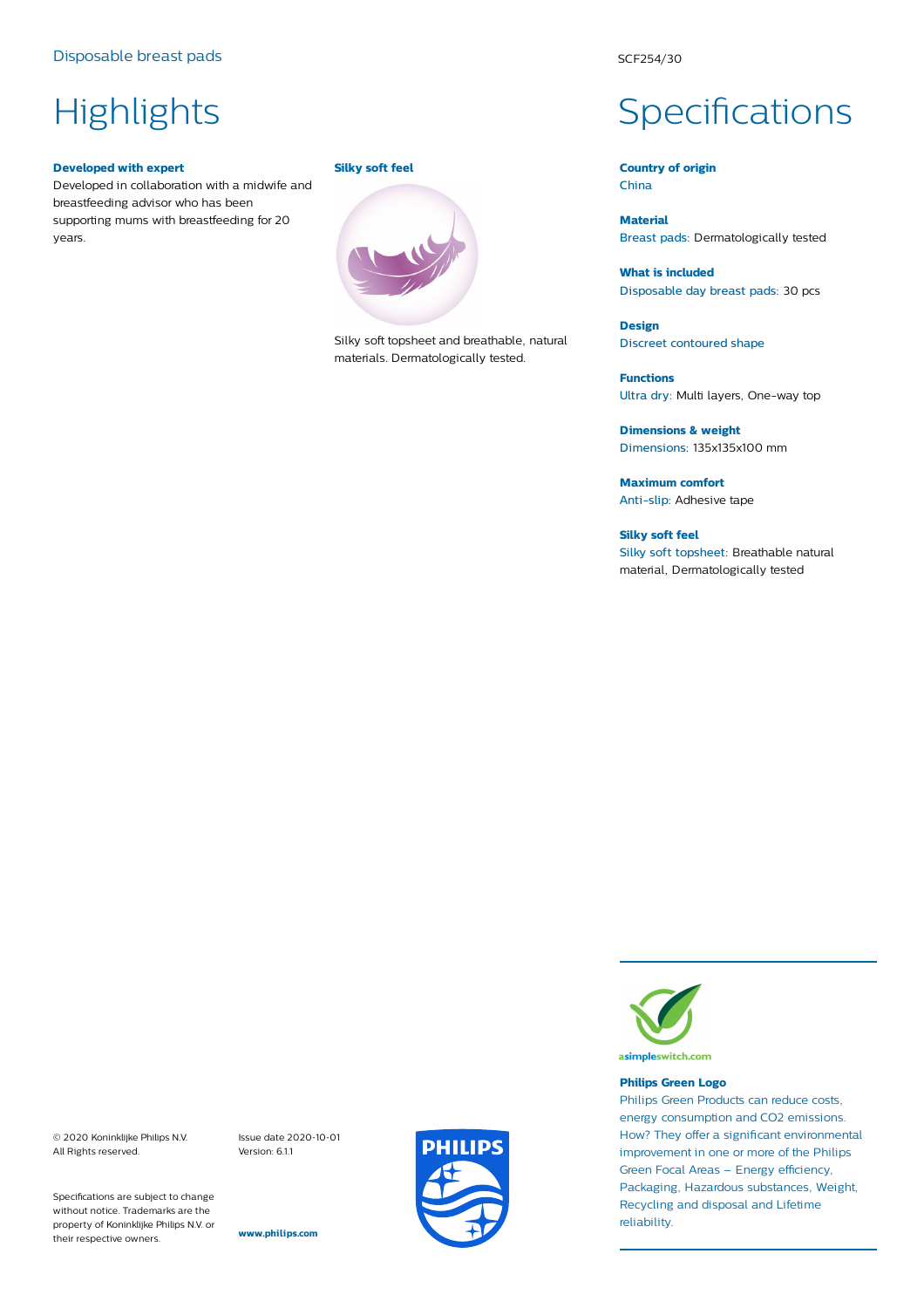Disposable breast pads

# Highlights

**Developed with expert**

Developed in collaboration with a midwife and breastfeeding advisor who has been supporting mums with breastfeeding for 20 years.

**Silky soft feel**

Silky soft topsheet and breathable, natural materials. Dermatologically tested.

SCF254/30

# Specifications

**Country of origin**

China

**Material**

Breast pads: Dermatologically tested

**What is included**

Disposable day breast pads: 30 pcs

**Design**

Discreet contoured shape

**Functions**

Ultra dry: Multi layers, One-way top

**Dimensions & weight**

Dimensions: 135x135x100 mm

**Maximum comfort**

Anti-slip: Adhesive tape

**Silky soft feel**

Silky soft topsheet: Breathable natural material, Dermatologically tested

asimpleswitch.com

**Philips Green Logo**

Philips Green Products can reduce costs, energy consumption and CO2 emissions. How? They offer a significant environmental improvement in one or more of the Philips Green Focal Areas – Energy efficiency, Packaging, Hazardous substances, Weight, Recycling and disposal and Lifetime reliability.

© 2020 Koninklijke Philips N.V.
All Rights reserved.

Specifications are subject to change without notice. Trademarks are the property of Koninklijke Philips N.V. or their respective owners.

Issue date 2020-10-01
Version: 6.1.1

www.philips.com